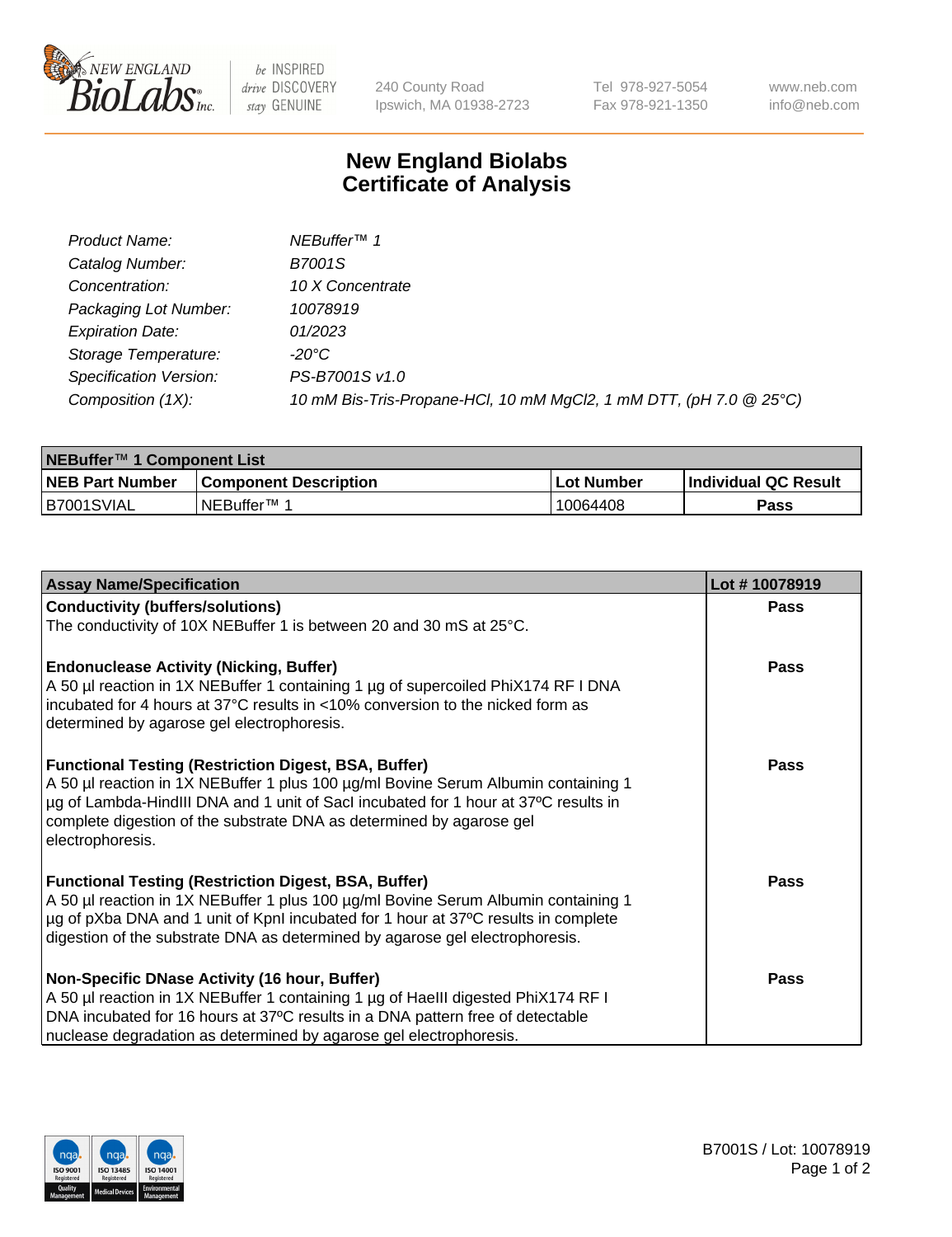NEW ENGLAND BioLabs Inc. — be INSPIRED drive DISCOVERY stay GENUINE

240 County Road
Ipswich, MA 01938-2723

Tel 978-927-5054
Fax 978-921-1350

www.neb.com
info@neb.com

# New England Biolabs
# Certificate of Analysis

| | |
|---|---|
| *Product Name:* | *NEBuffer™ 1* |
| *Catalog Number:* | *B7001S* |
| *Concentration:* | *10 X Concentrate* |
| *Packaging Lot Number:* | *10078919* |
| *Expiration Date:* | *01/2023* |
| *Storage Temperature:* | *-20°C* |
| *Specification Version:* | *PS-B7001S v1.0* |
| *Composition (1X):* | *10 mM Bis-Tris-Propane-HCl, 10 mM MgCl2, 1 mM DTT, (pH 7.0 @ 25°C)* |

| NEBuffer™ 1 Component List | | | |
|---|---|---|---|
| **NEB Part Number** | **Component Description** | **Lot Number** | **Individual QC Result** |
| B7001SVIAL | NEBuffer™ 1 | 10064408 | **Pass** |

| Assay Name/Specification | Lot # 10078919 |
|---|---|
| **Conductivity (buffers/solutions)**<br>The conductivity of 10X NEBuffer 1 is between 20 and 30 mS at 25°C. | **Pass** |
| **Endonuclease Activity (Nicking, Buffer)**<br>A 50 µl reaction in 1X NEBuffer 1 containing 1 µg of supercoiled PhiX174 RF I DNA incubated for 4 hours at 37°C results in <10% conversion to the nicked form as determined by agarose gel electrophoresis. | **Pass** |
| **Functional Testing (Restriction Digest, BSA, Buffer)**<br>A 50 µl reaction in 1X NEBuffer 1 plus 100 µg/ml Bovine Serum Albumin containing 1 µg of Lambda-HindIII DNA and 1 unit of SacI incubated for 1 hour at 37ºC results in complete digestion of the substrate DNA as determined by agarose gel electrophoresis. | **Pass** |
| **Functional Testing (Restriction Digest, BSA, Buffer)**<br>A 50 µl reaction in 1X NEBuffer 1 plus 100 µg/ml Bovine Serum Albumin containing 1 µg of pXba DNA and 1 unit of KpnI incubated for 1 hour at 37ºC results in complete digestion of the substrate DNA as determined by agarose gel electrophoresis. | **Pass** |
| **Non-Specific DNase Activity (16 hour, Buffer)**<br>A 50 µl reaction in 1X NEBuffer 1 containing 1 µg of HaeIII digested PhiX174 RF I DNA incubated for 16 hours at 37ºC results in a DNA pattern free of detectable nuclease degradation as determined by agarose gel electrophoresis. | **Pass** |

B7001S / Lot: 10078919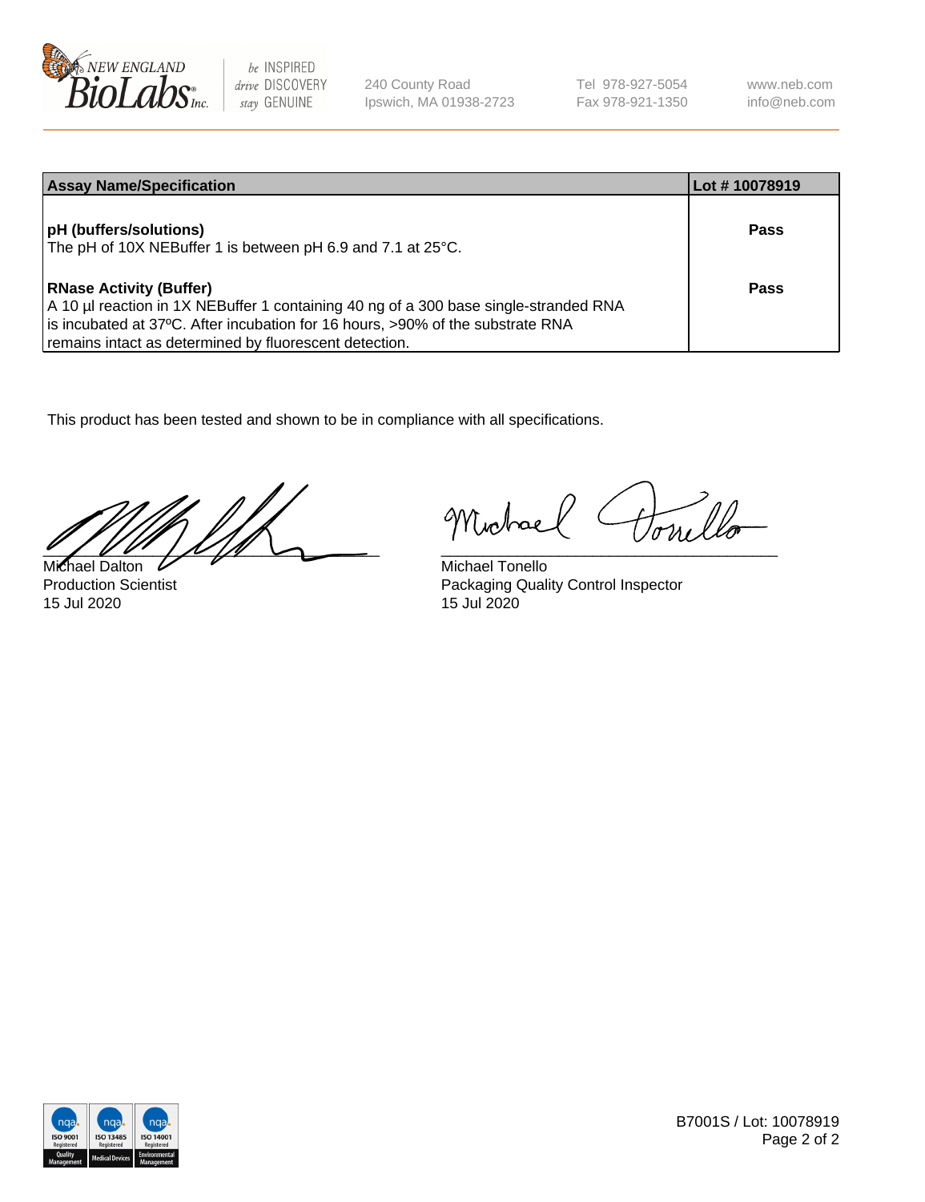New England BioLabs Inc. — be INSPIRED drive DISCOVERY stay GENUINE

240 County Road
Ipswich, MA 01938-2723

Tel 978-927-5054
Fax 978-921-1350

www.neb.com
info@neb.com

| Assay Name/Specification | Lot # 10078919 |
| --- | --- |
| **pH (buffers/solutions)**<br>The pH of 10X NEBuffer 1 is between pH 6.9 and 7.1 at 25°C. | **Pass** |
| **RNase Activity (Buffer)**<br>A 10 µl reaction in 1X NEBuffer 1 containing 40 ng of a 300 base single-stranded RNA is incubated at 37ºC. After incubation for 16 hours, >90% of the substrate RNA remains intact as determined by fluorescent detection. | **Pass** |

This product has been tested and shown to be in compliance with all specifications.

Michael Dalton
Production Scientist
15 Jul 2020

Michael Tonello
Packaging Quality Control Inspector
15 Jul 2020

B7001S / Lot: 10078919